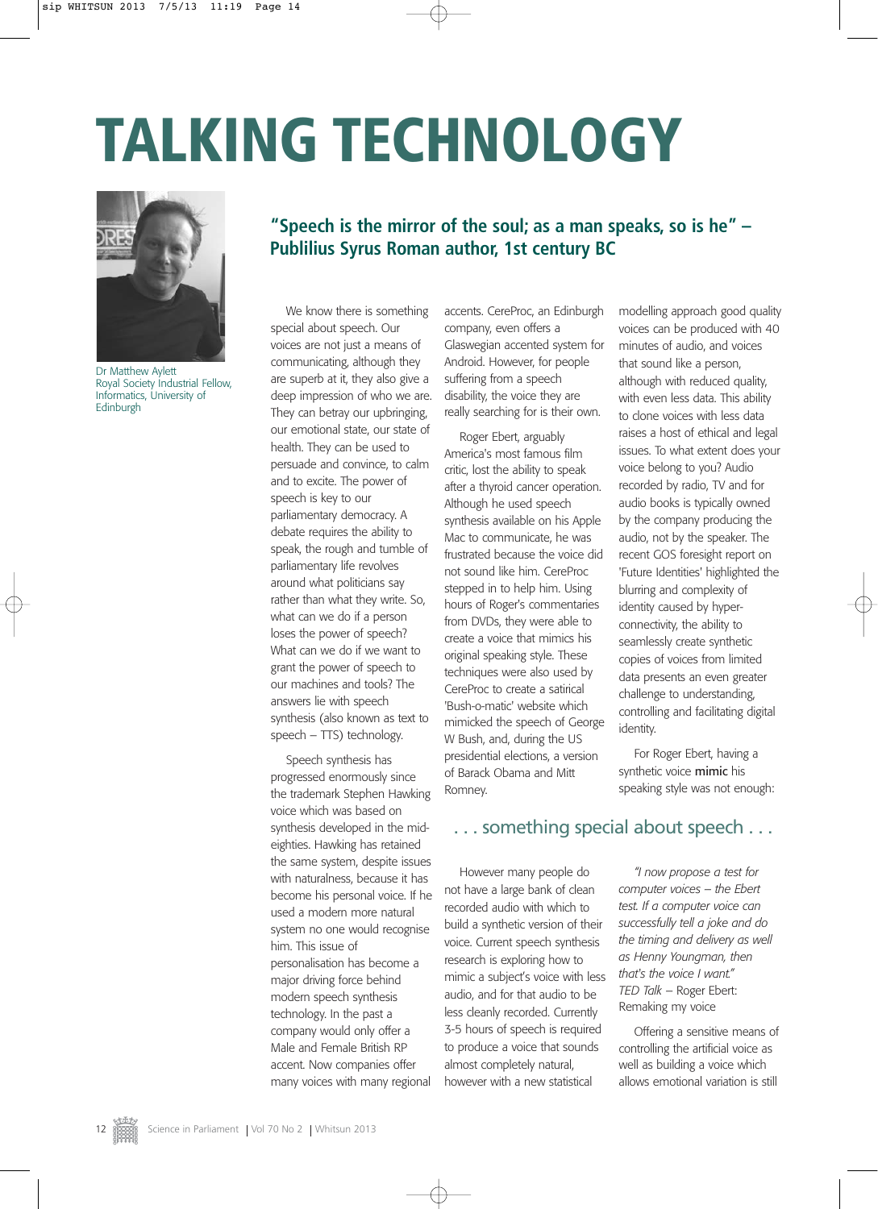# TALKING TECHNOLOGY

Dr Matthew Aylett
Royal Society Industrial Fellow, Informatics, University of Edinburgh

## "Speech is the mirror of the soul; as a man speaks, so is he" – Publilius Syrus Roman author, 1st century BC

We know there is something special about speech. Our voices are not just a means of communicating, although they are superb at it, they also give a deep impression of who we are. They can betray our upbringing, our emotional state, our state of health. They can be used to persuade and convince, to calm and to excite. The power of speech is key to our parliamentary democracy. A debate requires the ability to speak, the rough and tumble of parliamentary life revolves around what politicians say rather than what they write. So, what can we do if a person loses the power of speech? What can we do if we want to grant the power of speech to our machines and tools? The answers lie with speech synthesis (also known as text to speech – TTS) technology.

Speech synthesis has progressed enormously since the trademark Stephen Hawking voice which was based on synthesis developed in the mid-eighties. Hawking has retained the same system, despite issues with naturalness, because it has become his personal voice. If he used a modern more natural system no one would recognise him. This issue of personalisation has become a major driving force behind modern speech synthesis technology. In the past a company would only offer a Male and Female British RP accent. Now companies offer many voices with many regional accents. CereProc, an Edinburgh company, even offers a Glaswegian accented system for Android. However, for people suffering from a speech disability, the voice they are really searching for is their own.

Roger Ebert, arguably America's most famous film critic, lost the ability to speak after a thyroid cancer operation. Although he used speech synthesis available on his Apple Mac to communicate, he was frustrated because the voice did not sound like him. CereProc stepped in to help him. Using hours of Roger's commentaries from DVDs, they were able to create a voice that mimics his original speaking style. These techniques were also used by CereProc to create a satirical 'Bush-o-matic' website which mimicked the speech of George W Bush, and, during the US presidential elections, a version of Barack Obama and Mitt Romney.

## . . . something special about speech . . .

However many people do not have a large bank of clean recorded audio with which to build a synthetic version of their voice. Current speech synthesis research is exploring how to mimic a subject's voice with less audio, and for that audio to be less cleanly recorded. Currently 3-5 hours of speech is required to produce a voice that sounds almost completely natural, however with a new statistical modelling approach good quality voices can be produced with 40 minutes of audio, and voices that sound like a person, although with reduced quality, with even less data. This ability to clone voices with less data raises a host of ethical and legal issues. To what extent does your voice belong to you? Audio recorded by radio, TV and for audio books is typically owned by the company producing the audio, not by the speaker. The recent GOS foresight report on 'Future Identities' highlighted the blurring and complexity of identity caused by hyper-connectivity, the ability to seamlessly create synthetic copies of voices from limited data presents an even greater challenge to understanding, controlling and facilitating digital identity.

For Roger Ebert, having a synthetic voice **mimic** his speaking style was not enough:

*"I now propose a test for computer voices – the Ebert test. If a computer voice can successfully tell a joke and do the timing and delivery as well as Henny Youngman, then that's the voice I want."*
*TED Talk* – Roger Ebert: Remaking my voice

Offering a sensitive means of controlling the artificial voice as well as building a voice which allows emotional variation is still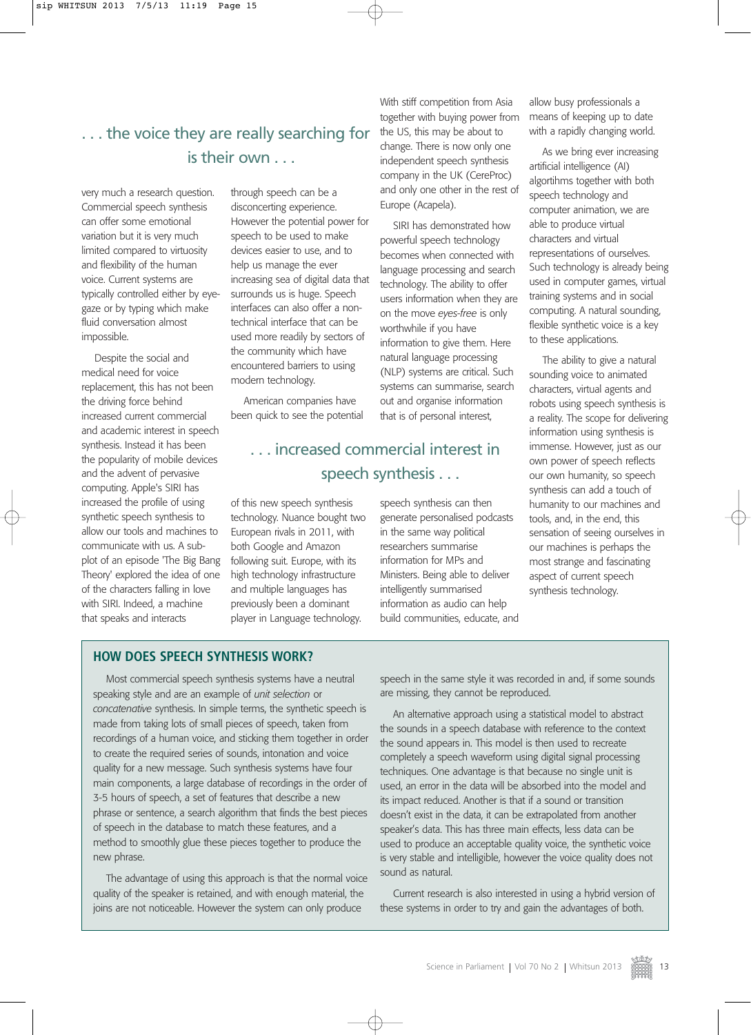very much a research question. Commercial speech synthesis can offer some emotional variation but it is very much limited compared to virtuosity and flexibility of the human voice. Current systems are typically controlled either by eye-gaze or by typing which make fluid conversation almost impossible.

Despite the social and medical need for voice replacement, this has not been the driving force behind increased current commercial and academic interest in speech synthesis. Instead it has been the popularity of mobile devices and the advent of pervasive computing. Apple's SIRI has increased the profile of using synthetic speech synthesis to allow our tools and machines to communicate with us. A sub-plot of an episode 'The Big Bang Theory' explored the idea of one of the characters falling in love with SIRI. Indeed, a machine that speaks and interacts through speech can be a disconcerting experience. However the potential power for speech to be used to make devices easier to use, and to help us manage the ever increasing sea of digital data that surrounds us is huge. Speech interfaces can also offer a non-technical interface that can be used more readily by sectors of the community which have encountered barriers to using modern technology.

> . . . the voice they are really searching for is their own . . .

American companies have been quick to see the potential of this new speech synthesis technology. Nuance bought two European rivals in 2011, with both Google and Amazon following suit. Europe, with its high technology infrastructure and multiple languages has previously been a dominant player in Language technology. With stiff competition from Asia together with buying power from the US, this may be about to change. There is now only one independent speech synthesis company in the UK (CereProc) and only one other in the rest of Europe (Acapela).

SIRI has demonstrated how powerful speech technology becomes when connected with language processing and search technology. The ability to offer users information when they are on the move *eyes-free* is only worthwhile if you have information to give them. Here natural language processing (NLP) systems are critical. Such systems can summarise, search out and organise information that is of personal interest, speech synthesis can then generate personalised podcasts in the same way political researchers summarise information for MPs and Ministers. Being able to deliver intelligently summarised information as audio can help build communities, educate, and allow busy professionals a means of keeping up to date with a rapidly changing world.

> . . . increased commercial interest in speech synthesis . . .

As we bring ever increasing artificial intelligence (AI) algortihms together with both speech technology and computer animation, we are able to produce virtual characters and virtual representations of ourselves. Such technology is already being used in computer games, virtual training systems and in social computing. A natural sounding, flexible synthetic voice is a key to these applications.

The ability to give a natural sounding voice to animated characters, virtual agents and robots using speech synthesis is a reality. The scope for delivering information using synthesis is immense. However, just as our own power of speech reflects our own humanity, so speech synthesis can add a touch of humanity to our machines and tools, and, in the end, this sensation of seeing ourselves in our machines is perhaps the most strange and fascinating aspect of current speech synthesis technology.

## HOW DOES SPEECH SYNTHESIS WORK?

Most commercial speech synthesis systems have a neutral speaking style and are an example of *unit selection* or *concatenative* synthesis. In simple terms, the synthetic speech is made from taking lots of small pieces of speech, taken from recordings of a human voice, and sticking them together in order to create the required series of sounds, intonation and voice quality for a new message. Such synthesis systems have four main components, a large database of recordings in the order of 3-5 hours of speech, a set of features that describe a new phrase or sentence, a search algorithm that finds the best pieces of speech in the database to match these features, and a method to smoothly glue these pieces together to produce the new phrase.

The advantage of using this approach is that the normal voice quality of the speaker is retained, and with enough material, the joins are not noticeable. However the system can only produce speech in the same style it was recorded in and, if some sounds are missing, they cannot be reproduced.

An alternative approach using a statistical model to abstract the sounds in a speech database with reference to the context the sound appears in. This model is then used to recreate completely a speech waveform using digital signal processing techniques. One advantage is that because no single unit is used, an error in the data will be absorbed into the model and its impact reduced. Another is that if a sound or transition doesn't exist in the data, it can be extrapolated from another speaker's data. This has three main effects, less data can be used to produce an acceptable quality voice, the synthetic voice is very stable and intelligible, however the voice quality does not sound as natural.

Current research is also interested in using a hybrid version of these systems in order to try and gain the advantages of both.